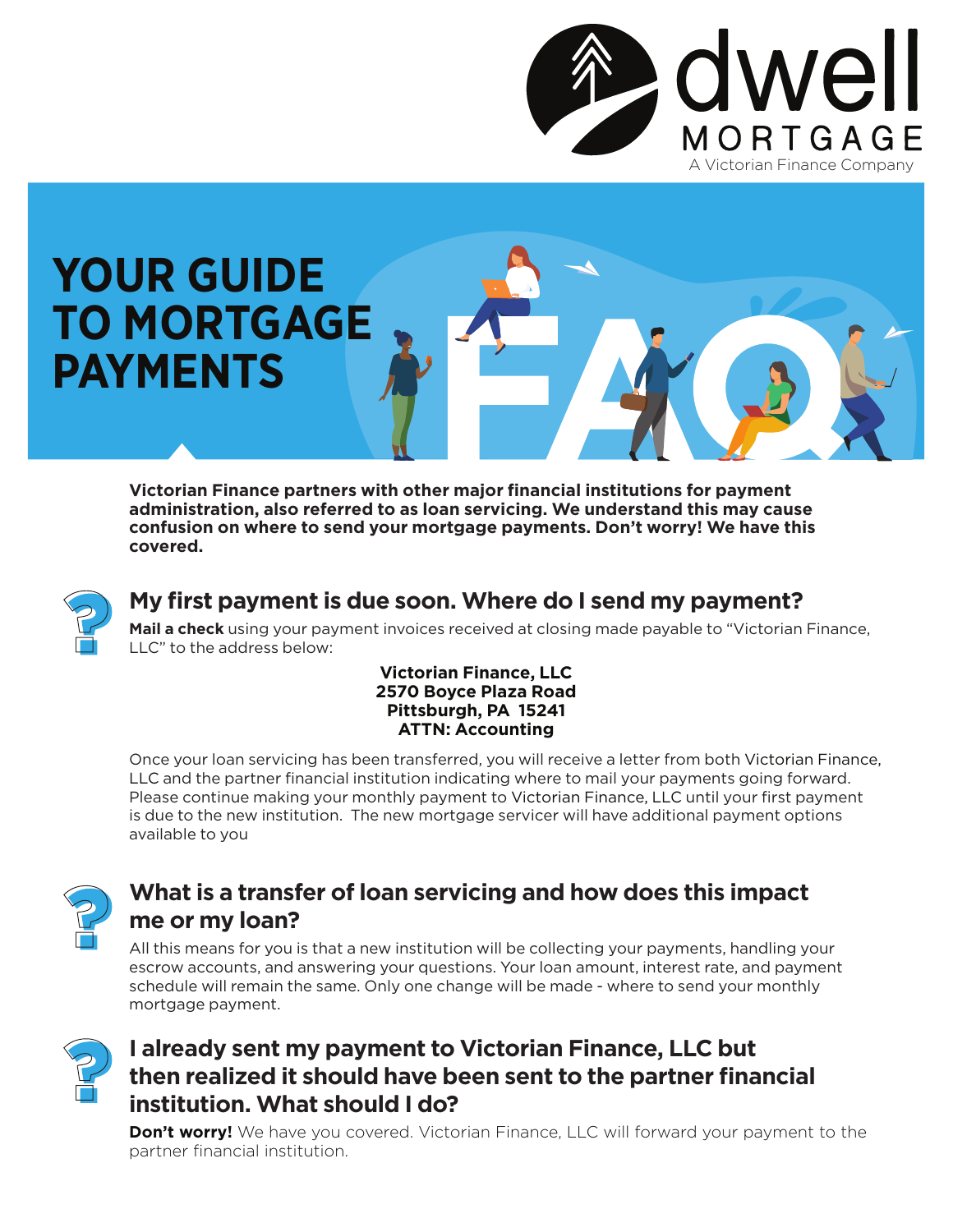dwell MORTGAGE

A Victorian Finance Company

# YOUR GUIDE TO MORTGAGE PAYMENTS

FAQ

**Victorian Finance partners with other major financial institutions for payment administration, also referred to as loan servicing. We understand this may cause confusion on where to send your mortgage payments. Don't worry! We have this covered.**

## My first payment is due soon. Where do I send my payment?

**Mail a check** using your payment invoices received at closing made payable to "Victorian Finance, LLC" to the address below:

**Victorian Finance, LLC**
**2570 Boyce Plaza Road**
**Pittsburgh, PA 15241**
**ATTN: Accounting**

Once your loan servicing has been transferred, you will receive a letter from both Victorian Finance, LLC and the partner financial institution indicating where to mail your payments going forward. Please continue making your monthly payment to Victorian Finance, LLC until your first payment is due to the new institution. The new mortgage servicer will have additional payment options available to you

## What is a transfer of loan servicing and how does this impact me or my loan?

All this means for you is that a new institution will be collecting your payments, handling your escrow accounts, and answering your questions. Your loan amount, interest rate, and payment schedule will remain the same. Only one change will be made - where to send your monthly mortgage payment.

## I already sent my payment to Victorian Finance, LLC but then realized it should have been sent to the partner financial institution. What should I do?

**Don't worry!** We have you covered. Victorian Finance, LLC will forward your payment to the partner financial institution.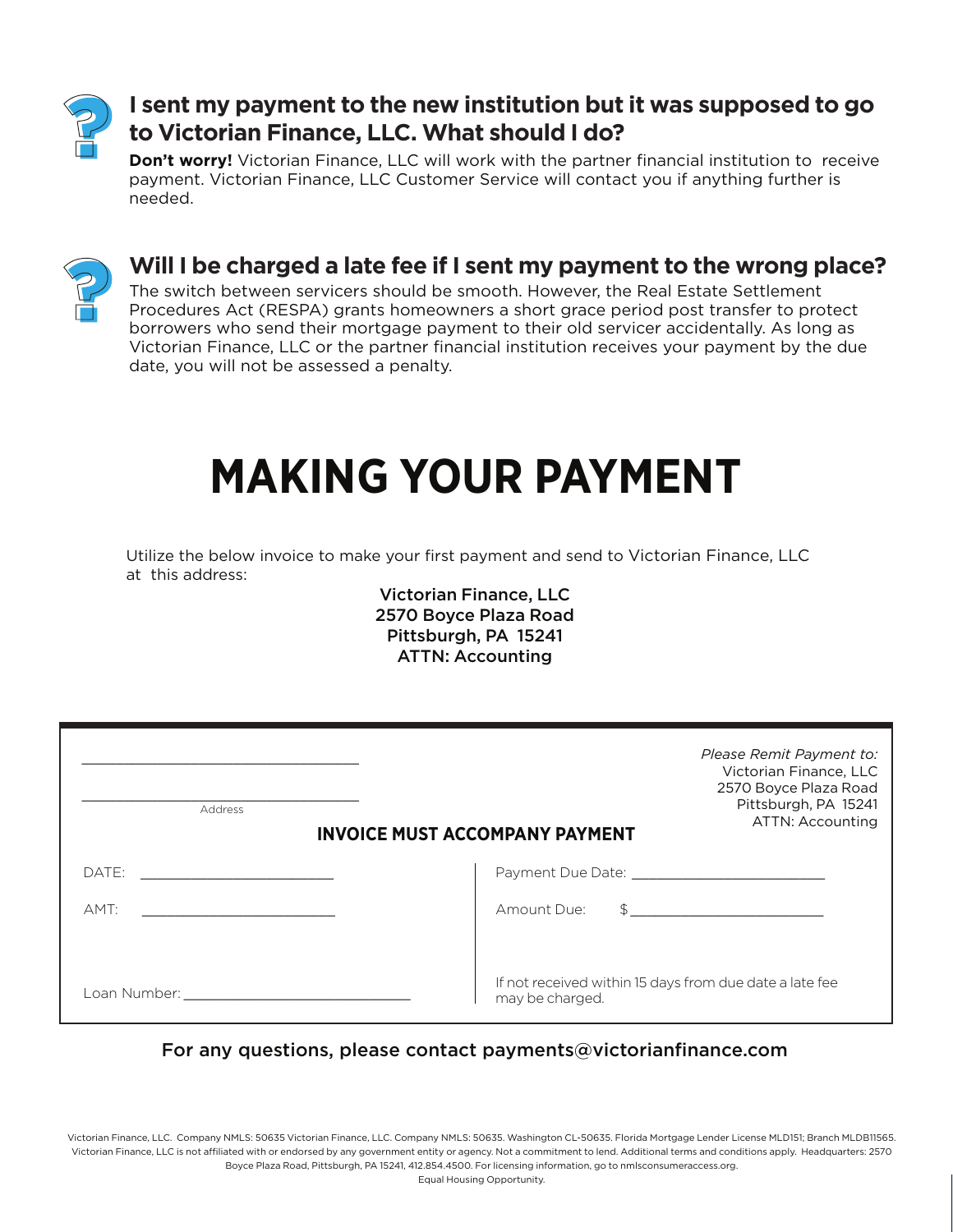### I sent my payment to the new institution but it was supposed to go to Victorian Finance, LLC. What should I do?

**Don't worry!** Victorian Finance, LLC will work with the partner financial institution to receive payment. Victorian Finance, LLC Customer Service will contact you if anything further is needed.

### Will I be charged a late fee if I sent my payment to the wrong place?

The switch between servicers should be smooth. However, the Real Estate Settlement Procedures Act (RESPA) grants homeowners a short grace period post transfer to protect borrowers who send their mortgage payment to their old servicer accidentally. As long as Victorian Finance, LLC or the partner financial institution receives your payment by the due date, you will not be assessed a penalty.

# MAKING YOUR PAYMENT

Utilize the below invoice to make your first payment and send to Victorian Finance, LLC at this address:

Victorian Finance, LLC
2570 Boyce Plaza Road
Pittsburgh, PA 15241
ATTN: Accounting

_______________________________

_______________________________
Address

*Please Remit Payment to:*
Victorian Finance, LLC
2570 Boyce Plaza Road
Pittsburgh, PA 15241
ATTN: Accounting

**INVOICE MUST ACCOMPANY PAYMENT**

| | |
|---|---|
| DATE: ____________________ | Payment Due Date: ____________________ |
| AMT: ____________________ | Amount Due: $____________________ |
| Loan Number: ________________________ | If not received within 15 days from due date a late fee may be charged. |

For any questions, please contact payments@victorianfinance.com

Victorian Finance, LLC. Company NMLS: 50635 Victorian Finance, LLC. Company NMLS: 50635. Washington CL-50635. Florida Mortgage Lender License MLD151; Branch MLDB11565. Victorian Finance, LLC is not affiliated with or endorsed by any government entity or agency. Not a commitment to lend. Additional terms and conditions apply. Headquarters: 2570 Boyce Plaza Road, Pittsburgh, PA 15241, 412.854.4500. For licensing information, go to nmlsconsumeraccess.org.
Equal Housing Opportunity.